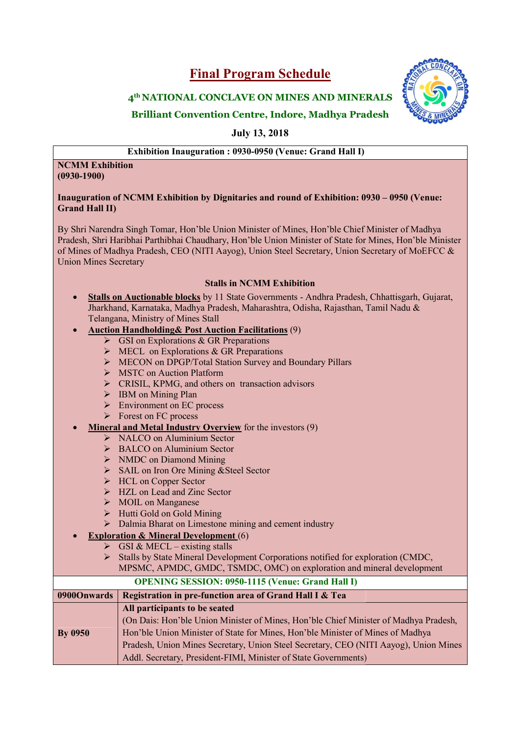# Final Program Schedule

## 4th NATIONAL CONCLAVE ON MINES AND MINERALS

### Brilliant Convention Centre, Indore, Madhya Pradesh

**July 13, 2018**

**Exhibition Inauguration : 0930-0950 (Venue: Grand Hall I)**

**NCMM Exhibition**
**(0930-1900)**

**Inauguration of NCMM Exhibition by Dignitaries and round of Exhibition: 0930 – 0950 (Venue: Grand Hall II)**

By Shri Narendra Singh Tomar, Hon'ble Union Minister of Mines, Hon'ble Chief Minister of Madhya Pradesh, Shri Haribhai Parthibhai Chaudhary, Hon'ble Union Minister of State for Mines, Hon'ble Minister of Mines of Madhya Pradesh, CEO (NITI Aayog), Union Steel Secretary, Union Secretary of MoEFCC & Union Mines Secretary

**Stalls in NCMM Exhibition**

- **Stalls on Auctionable blocks** by 11 State Governments - Andhra Pradesh, Chhattisgarh, Gujarat, Jharkhand, Karnataka, Madhya Pradesh, Maharashtra, Odisha, Rajasthan, Tamil Nadu & Telangana, Ministry of Mines Stall
- **Auction Handholding& Post Auction Facilitations** (9)
  - GSI on Explorations & GR Preparations
  - MECL on Explorations & GR Preparations
  - MECON on DPGP/Total Station Survey and Boundary Pillars
  - MSTC on Auction Platform
  - CRISIL, KPMG, and others on transaction advisors
  - IBM on Mining Plan
  - Environment on EC process
  - Forest on FC process
- **Mineral and Metal Industry Overview** for the investors (9)
  - NALCO on Aluminium Sector
  - BALCO on Aluminium Sector
  - NMDC on Diamond Mining
  - SAIL on Iron Ore Mining &Steel Sector
  - HCL on Copper Sector
  - HZL on Lead and Zinc Sector
  - MOIL on Manganese
  - Hutti Gold on Gold Mining
  - Dalmia Bharat on Limestone mining and cement industry
- **Exploration & Mineral Development** (6)
  - GSI & MECL – existing stalls
  - Stalls by State Mineral Development Corporations notified for exploration (CMDC, MPSMC, APMDC, GMDC, TSMDC, OMC) on exploration and mineral development

**OPENING SESSION: 0950-1115 (Venue: Grand Hall I)**

| | |
|---|---|
| **0900Onwards** | **Registration in pre-function area of Grand Hall I & Tea** |
| **By 0950** | **All participants to be seated**<br>(On Dais: Hon'ble Union Minister of Mines, Hon'ble Chief Minister of Madhya Pradesh, Hon'ble Union Minister of State for Mines, Hon'ble Minister of Mines of Madhya Pradesh, Union Mines Secretary, Union Steel Secretary, CEO (NITI Aayog), Union Mines Addl. Secretary, President-FIMI, Minister of State Governments) |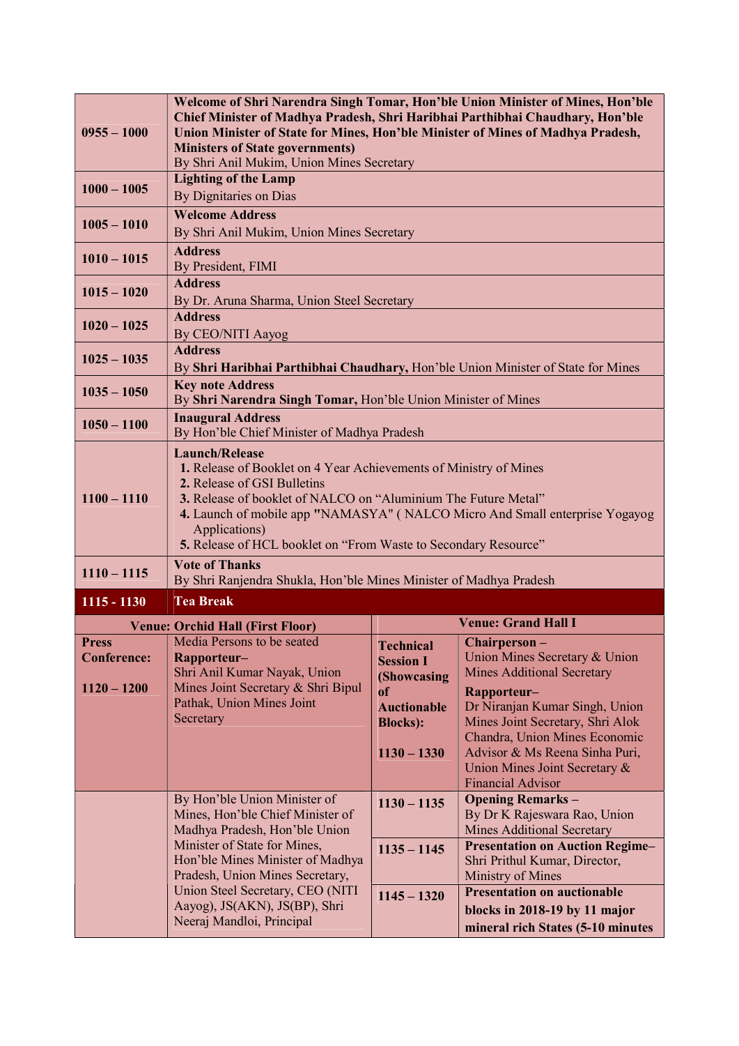| | |
|---|---|
| **0955 – 1000** | **Welcome of Shri Narendra Singh Tomar, Hon'ble Union Minister of Mines, Hon'ble Chief Minister of Madhya Pradesh, Shri Haribhai Parthibhai Chaudhary, Hon'ble Union Minister of State for Mines, Hon'ble Minister of Mines of Madhya Pradesh, Ministers of State governments)**<br>By Shri Anil Mukim, Union Mines Secretary |
| **1000 – 1005** | **Lighting of the Lamp**<br>By Dignitaries on Dias |
| **1005 – 1010** | **Welcome Address**<br>By Shri Anil Mukim, Union Mines Secretary |
| **1010 – 1015** | **Address**<br>By President, FIMI |
| **1015 – 1020** | **Address**<br>By Dr. Aruna Sharma, Union Steel Secretary |
| **1020 – 1025** | **Address**<br>By CEO/NITI Aayog |
| **1025 – 1035** | **Address**<br>By **Shri Haribhai Parthibhai Chaudhary,** Hon'ble Union Minister of State for Mines |
| **1035 – 1050** | **Key note Address**<br>By **Shri Narendra Singh Tomar,** Hon'ble Union Minister of Mines |
| **1050 – 1100** | **Inaugural Address**<br>By Hon'ble Chief Minister of Madhya Pradesh |
| **1100 – 1110** | **Launch/Release**<br>**1.** Release of Booklet on 4 Year Achievements of Ministry of Mines<br>**2.** Release of GSI Bulletins<br>**3.** Release of booklet of NALCO on "Aluminium The Future Metal"<br>**4.** Launch of mobile app **"NAMASYA"** ( NALCO Micro And Small enterprise Yogayog Applications)<br>**5.** Release of HCL booklet on "From Waste to Secondary Resource" |
| **1110 – 1115** | **Vote of Thanks**<br>By Shri Ranjendra Shukla, Hon'ble Mines Minister of Madhya Pradesh |
| **1115 - 1130** | **Tea Break** |

| **Venue: Orchid Hall (First Floor)** | | **Venue: Grand Hall I** | |
|---|---|---|---|
| **Press Conference:**<br><br>**1120 – 1200** | Media Persons to be seated<br>**Rapporteur–**<br>Shri Anil Kumar Nayak, Union Mines Joint Secretary & Shri Bipul Pathak, Union Mines Joint Secretary | **Technical Session I (Showcasing of Auctionable Blocks):**<br><br>**1130 – 1330** | **Chairperson –**<br>Union Mines Secretary & Union Mines Additional Secretary<br>**Rapporteur–**<br>Dr Niranjan Kumar Singh, Union Mines Joint Secretary, Shri Alok Chandra, Union Mines Economic Advisor & Ms Reena Sinha Puri, Union Mines Joint Secretary & Financial Advisor |
| | By Hon'ble Union Minister of Mines, Hon'ble Chief Minister of Madhya Pradesh, Hon'ble Union Minister of State for Mines, Hon'ble Mines Minister of Madhya Pradesh, Union Mines Secretary, Union Steel Secretary, CEO (NITI Aayog), JS(AKN), JS(BP), Shri Neeraj Mandloi, Principal | **1130 – 1135** | **Opening Remarks –**<br>By Dr K Rajeswara Rao, Union Mines Additional Secretary |
| | | **1135 – 1145** | **Presentation on Auction Regime–**<br>Shri Prithul Kumar, Director, Ministry of Mines |
| | | **1145 – 1320** | **Presentation on auctionable blocks in 2018-19 by 11 major mineral rich States (5-10 minutes** |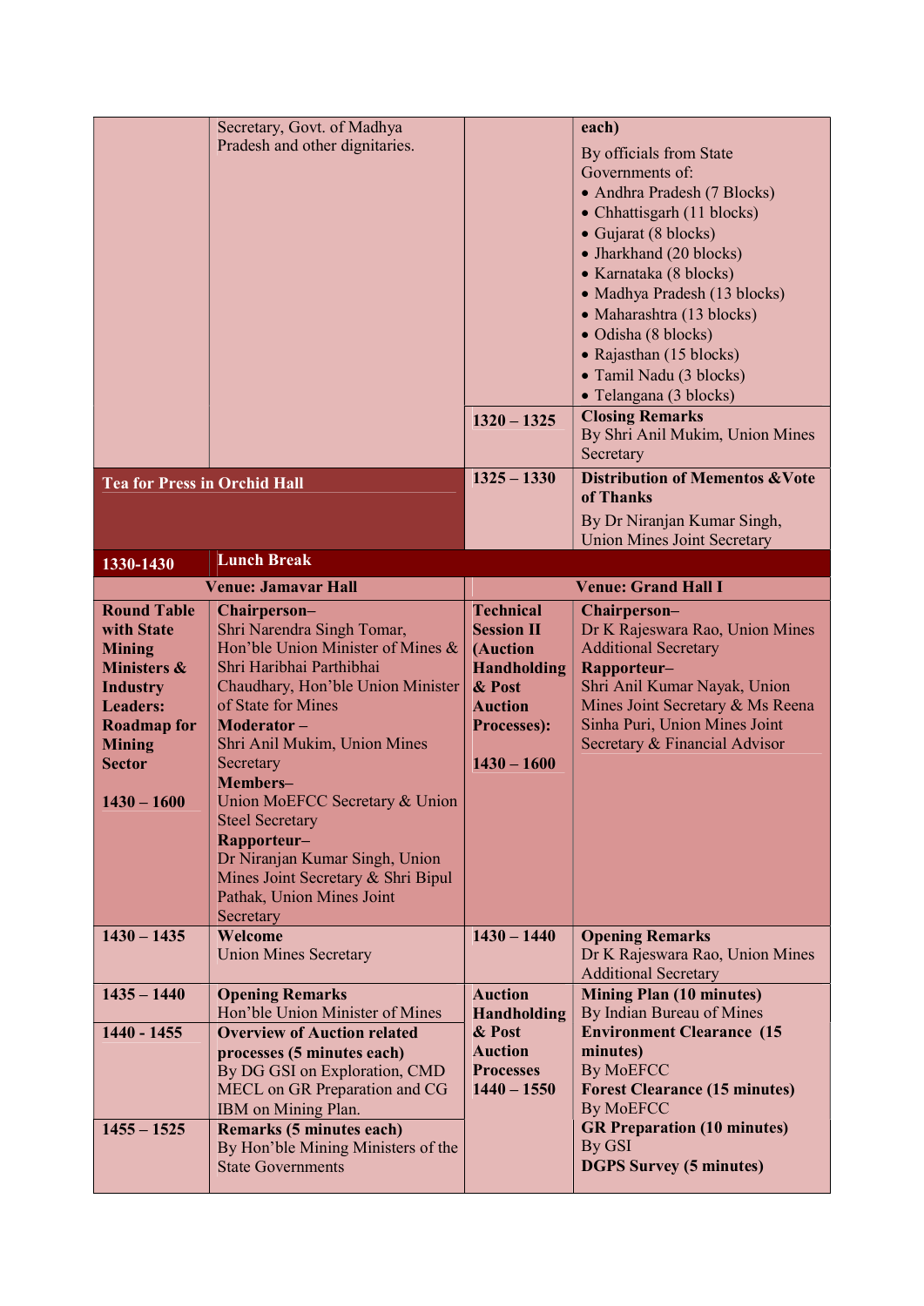| | | | |
|---|---|---|---|
| | Secretary, Govt. of Madhya Pradesh and other dignitaries. | | **each)**<br>By officials from State Governments of:<br>• Andhra Pradesh (7 Blocks)<br>• Chhattisgarh (11 blocks)<br>• Gujarat (8 blocks)<br>• Jharkhand (20 blocks)<br>• Karnataka (8 blocks)<br>• Madhya Pradesh (13 blocks)<br>• Maharashtra (13 blocks)<br>• Odisha (8 blocks)<br>• Rajasthan (15 blocks)<br>• Tamil Nadu (3 blocks)<br>• Telangana (3 blocks) |
| | | **1320 – 1325** | **Closing Remarks**<br>By Shri Anil Mukim, Union Mines Secretary |
| **Tea for Press in Orchid Hall** | | **1325 – 1330** | **Distribution of Mementos &Vote of Thanks**<br>By Dr Niranjan Kumar Singh, Union Mines Joint Secretary |
| **1330-1430** | **Lunch Break** | | |
| **Venue: Jamavar Hall** | | **Venue: Grand Hall I** | |
| **Round Table with State Mining Ministers & Industry Leaders: Roadmap for Mining Sector**<br><br>**1430 – 1600** | **Chairperson–**<br>Shri Narendra Singh Tomar, Hon'ble Union Minister of Mines & Shri Haribhai Parthibhai Chaudhary, Hon'ble Union Minister of State for Mines<br>**Moderator –**<br>Shri Anil Mukim, Union Mines Secretary<br>**Members–**<br>Union MoEFCC Secretary & Union Steel Secretary<br>**Rapporteur–**<br>Dr Niranjan Kumar Singh, Union Mines Joint Secretary & Shri Bipul Pathak, Union Mines Joint Secretary | **Technical Session II (Auction Handholding & Post Auction Processes):**<br><br>**1430 – 1600** | **Chairperson–**<br>Dr K Rajeswara Rao, Union Mines Additional Secretary<br>**Rapporteur–**<br>Shri Anil Kumar Nayak, Union Mines Joint Secretary & Ms Reena Sinha Puri, Union Mines Joint Secretary & Financial Advisor |
| **1430 – 1435** | **Welcome**<br>Union Mines Secretary | **1430 – 1440** | **Opening Remarks**<br>Dr K Rajeswara Rao, Union Mines Additional Secretary |
| **1435 – 1440** | **Opening Remarks**<br>Hon'ble Union Minister of Mines | **Auction Handholding & Post Auction Processes**<br>**1440 – 1550** | **Mining Plan (10 minutes)**<br>By Indian Bureau of Mines<br>**Environment Clearance (15 minutes)**<br>By MoEFCC<br>**Forest Clearance (15 minutes)**<br>By MoEFCC<br>**GR Preparation (10 minutes)**<br>By GSI<br>**DGPS Survey (5 minutes)** |
| **1440 - 1455** | **Overview of Auction related processes (5 minutes each)**<br>By DG GSI on Exploration, CMD MECL on GR Preparation and CG IBM on Mining Plan. | | |
| **1455 – 1525** | **Remarks (5 minutes each)**<br>By Hon'ble Mining Ministers of the State Governments | | |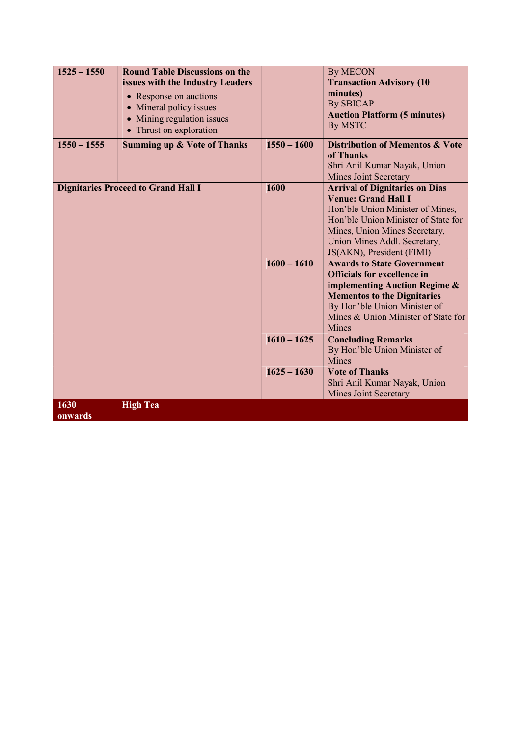| | | | |
|---|---|---|---|
| **1525 – 1550** | **Round Table Discussions on the issues with the Industry Leaders**<br>• Response on auctions<br>• Mineral policy issues<br>• Mining regulation issues<br>• Thrust on exploration | | By MECON<br>**Transaction Advisory (10 minutes)**<br>By SBICAP<br>**Auction Platform (5 minutes)**<br>By MSTC |
| **1550 – 1555** | **Summing up & Vote of Thanks** | **1550 – 1600** | **Distribution of Mementos & Vote of Thanks**<br>Shri Anil Kumar Nayak, Union Mines Joint Secretary |
| **Dignitaries Proceed to Grand Hall I** | | **1600** | **Arrival of Dignitaries on Dias**<br>**Venue: Grand Hall I**<br>Hon'ble Union Minister of Mines, Hon'ble Union Minister of State for Mines, Union Mines Secretary, Union Mines Addl. Secretary, JS(AKN), President (FIMI) |
| | | **1600 – 1610** | **Awards to State Government Officials for excellence in implementing Auction Regime & Mementos to the Dignitaries**<br>By Hon'ble Union Minister of Mines & Union Minister of State for Mines |
| | | **1610 – 1625** | **Concluding Remarks**<br>By Hon'ble Union Minister of Mines |
| | | **1625 – 1630** | **Vote of Thanks**<br>Shri Anil Kumar Nayak, Union Mines Joint Secretary |
| **1630 onwards** | **High Tea** | | |